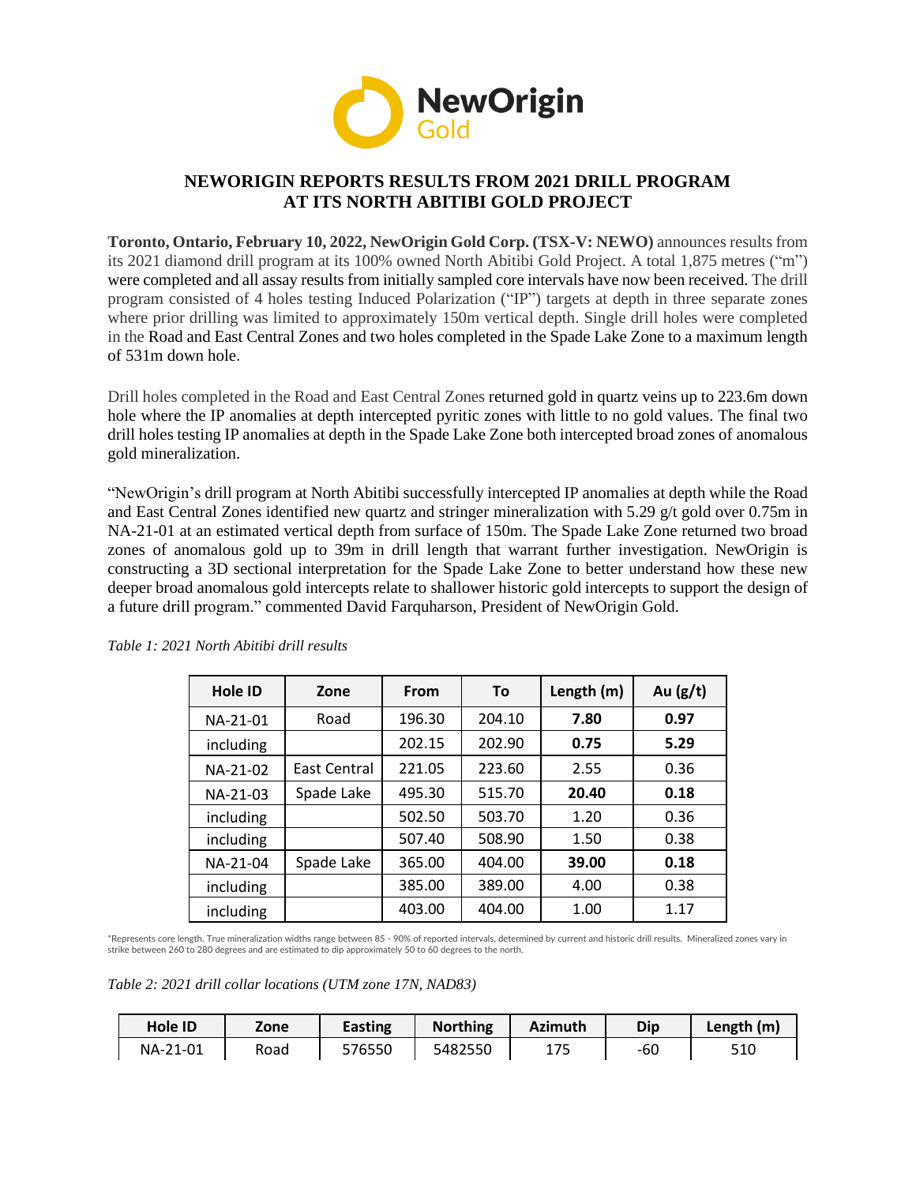# NEWORIGIN REPORTS RESULTS FROM 2021 DRILL PROGRAM AT ITS NORTH ABITIBI GOLD PROJECT

**Toronto, Ontario, February 10, 2022, NewOrigin Gold Corp. (TSX-V: NEWO)** announces results from its 2021 diamond drill program at its 100% owned North Abitibi Gold Project. A total 1,875 metres ("m") were completed and all assay results from initially sampled core intervals have now been received. The drill program consisted of 4 holes testing Induced Polarization ("IP") targets at depth in three separate zones where prior drilling was limited to approximately 150m vertical depth. Single drill holes were completed in the Road and East Central Zones and two holes completed in the Spade Lake Zone to a maximum length of 531m down hole.

Drill holes completed in the Road and East Central Zones returned gold in quartz veins up to 223.6m down hole where the IP anomalies at depth intercepted pyritic zones with little to no gold values. The final two drill holes testing IP anomalies at depth in the Spade Lake Zone both intercepted broad zones of anomalous gold mineralization.

"NewOrigin's drill program at North Abitibi successfully intercepted IP anomalies at depth while the Road and East Central Zones identified new quartz and stringer mineralization with 5.29 g/t gold over 0.75m in NA-21-01 at an estimated vertical depth from surface of 150m. The Spade Lake Zone returned two broad zones of anomalous gold up to 39m in drill length that warrant further investigation. NewOrigin is constructing a 3D sectional interpretation for the Spade Lake Zone to better understand how these new deeper broad anomalous gold intercepts relate to shallower historic gold intercepts to support the design of a future drill program." commented David Farquharson, President of NewOrigin Gold.

*Table 1: 2021 North Abitibi drill results*

| Hole ID | Zone | From | To | Length (m) | Au (g/t) |
|---|---|---|---|---|---|
| NA-21-01 | Road | 196.30 | 204.10 | **7.80** | **0.97** |
| including | | 202.15 | 202.90 | **0.75** | **5.29** |
| NA-21-02 | East Central | 221.05 | 223.60 | 2.55 | 0.36 |
| NA-21-03 | Spade Lake | 495.30 | 515.70 | **20.40** | **0.18** |
| including | | 502.50 | 503.70 | 1.20 | 0.36 |
| including | | 507.40 | 508.90 | 1.50 | 0.38 |
| NA-21-04 | Spade Lake | 365.00 | 404.00 | **39.00** | **0.18** |
| including | | 385.00 | 389.00 | 4.00 | 0.38 |
| including | | 403.00 | 404.00 | 1.00 | 1.17 |

*Represents core length. True mineralization widths range between 85 - 90% of reported intervals, determined by current and historic drill results. Mineralized zones vary in strike between 260 to 280 degrees and are estimated to dip approximately 50 to 60 degrees to the north.

*Table 2: 2021 drill collar locations (UTM zone 17N, NAD83)*

| Hole ID | Zone | Easting | Northing | Azimuth | Dip | Length (m) |
|---|---|---|---|---|---|---|
| NA-21-01 | Road | 576550 | 5482550 | 175 | -60 | 510 |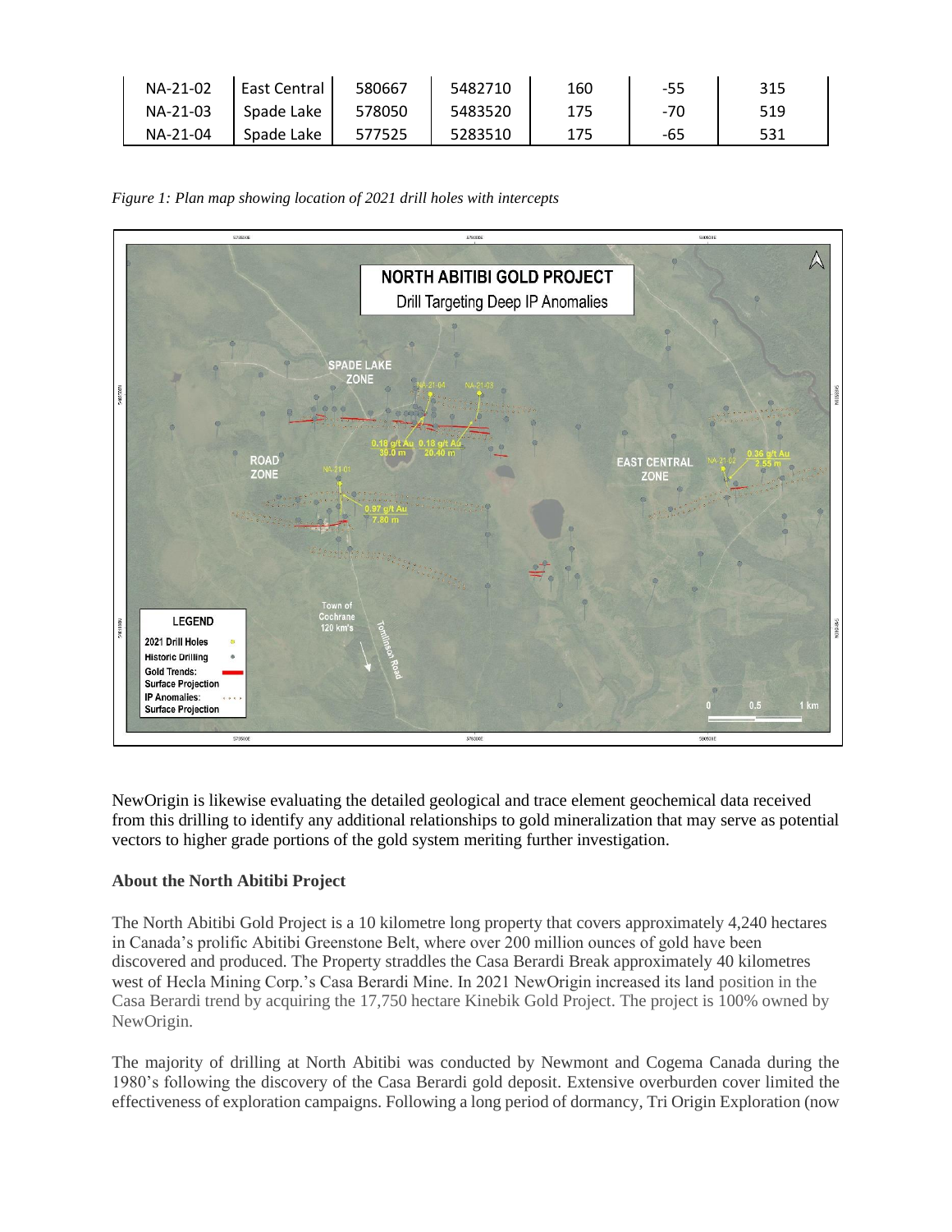| NA-21-02 | East Central | 580667 | 5482710 | 160 | -55 | 315 |
|---|---|---|---|---|---|---|
| NA-21-03 | Spade Lake | 578050 | 5483520 | 175 | -70 | 519 |
| NA-21-04 | Spade Lake | 577525 | 5283510 | 175 | -65 | 531 |

*Figure 1: Plan map showing location of 2021 drill holes with intercepts*

NewOrigin is likewise evaluating the detailed geological and trace element geochemical data received from this drilling to identify any additional relationships to gold mineralization that may serve as potential vectors to higher grade portions of the gold system meriting further investigation.

**About the North Abitibi Project**

The North Abitibi Gold Project is a 10 kilometre long property that covers approximately 4,240 hectares in Canada's prolific Abitibi Greenstone Belt, where over 200 million ounces of gold have been discovered and produced. The Property straddles the Casa Berardi Break approximately 40 kilometres west of Hecla Mining Corp.'s Casa Berardi Mine. In 2021 NewOrigin increased its land position in the Casa Berardi trend by acquiring the 17,750 hectare Kinebik Gold Project. The project is 100% owned by NewOrigin.

The majority of drilling at North Abitibi was conducted by Newmont and Cogema Canada during the 1980's following the discovery of the Casa Berardi gold deposit. Extensive overburden cover limited the effectiveness of exploration campaigns. Following a long period of dormancy, Tri Origin Exploration (now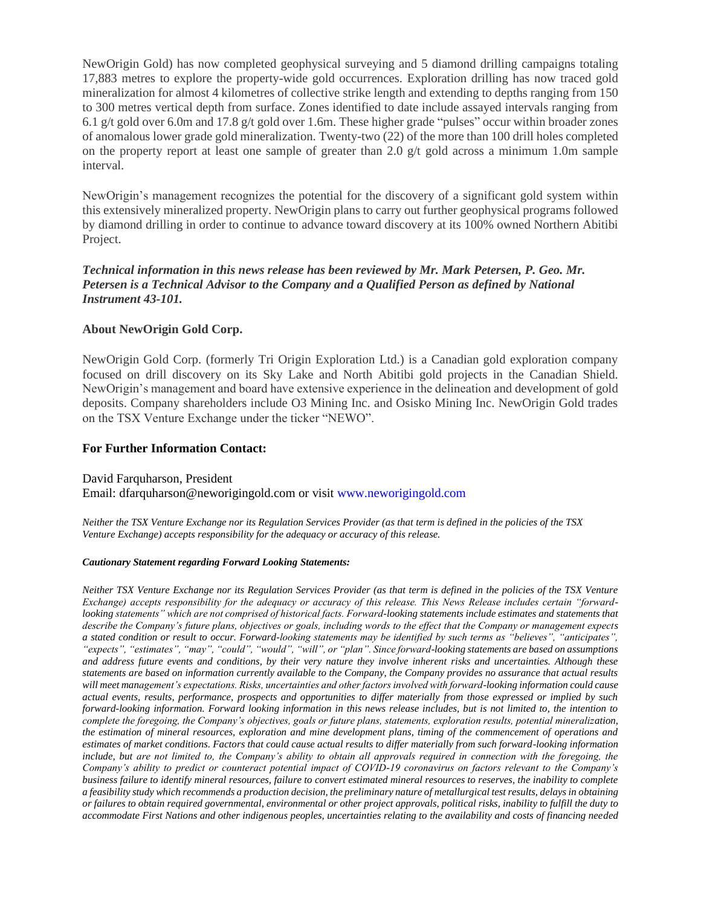NewOrigin Gold) has now completed geophysical surveying and 5 diamond drilling campaigns totaling 17,883 metres to explore the property-wide gold occurrences. Exploration drilling has now traced gold mineralization for almost 4 kilometres of collective strike length and extending to depths ranging from 150 to 300 metres vertical depth from surface. Zones identified to date include assayed intervals ranging from 6.1 g/t gold over 6.0m and 17.8 g/t gold over 1.6m. These higher grade "pulses" occur within broader zones of anomalous lower grade gold mineralization. Twenty-two (22) of the more than 100 drill holes completed on the property report at least one sample of greater than 2.0 g/t gold across a minimum 1.0m sample interval.

NewOrigin's management recognizes the potential for the discovery of a significant gold system within this extensively mineralized property. NewOrigin plans to carry out further geophysical programs followed by diamond drilling in order to continue to advance toward discovery at its 100% owned Northern Abitibi Project.

***Technical information in this news release has been reviewed by Mr. Mark Petersen, P. Geo. Mr. Petersen is a Technical Advisor to the Company and a Qualified Person as defined by National Instrument 43-101.***

**About NewOrigin Gold Corp.**

NewOrigin Gold Corp. (formerly Tri Origin Exploration Ltd.) is a Canadian gold exploration company focused on drill discovery on its Sky Lake and North Abitibi gold projects in the Canadian Shield. NewOrigin's management and board have extensive experience in the delineation and development of gold deposits. Company shareholders include O3 Mining Inc. and Osisko Mining Inc. NewOrigin Gold trades on the TSX Venture Exchange under the ticker "NEWO".

**For Further Information Contact:**

David Farquharson, President
Email: dfarquharson@neworigingold.com or visit www.neworigingold.com

*Neither the TSX Venture Exchange nor its Regulation Services Provider (as that term is defined in the policies of the TSX Venture Exchange) accepts responsibility for the adequacy or accuracy of this release.*

***Cautionary Statement regarding Forward Looking Statements:***

*Neither TSX Venture Exchange nor its Regulation Services Provider (as that term is defined in the policies of the TSX Venture Exchange) accepts responsibility for the adequacy or accuracy of this release. This News Release includes certain "forward-looking statements" which are not comprised of historical facts. Forward-looking statements include estimates and statements that describe the Company's future plans, objectives or goals, including words to the effect that the Company or management expects a stated condition or result to occur. Forward-looking statements may be identified by such terms as "believes", "anticipates", "expects", "estimates", "may", "could", "would", "will", or "plan". Since forward-looking statements are based on assumptions and address future events and conditions, by their very nature they involve inherent risks and uncertainties. Although these statements are based on information currently available to the Company, the Company provides no assurance that actual results will meet management's expectations. Risks, uncertainties and other factors involved with forward-looking information could cause actual events, results, performance, prospects and opportunities to differ materially from those expressed or implied by such forward-looking information. Forward looking information in this news release includes, but is not limited to, the intention to complete the foregoing, the Company's objectives, goals or future plans, statements, exploration results, potential mineralization, the estimation of mineral resources, exploration and mine development plans, timing of the commencement of operations and estimates of market conditions. Factors that could cause actual results to differ materially from such forward-looking information include, but are not limited to, the Company's ability to obtain all approvals required in connection with the foregoing, the Company's ability to predict or counteract potential impact of COVID-19 coronavirus on factors relevant to the Company's business failure to identify mineral resources, failure to convert estimated mineral resources to reserves, the inability to complete a feasibility study which recommends a production decision, the preliminary nature of metallurgical test results, delays in obtaining or failures to obtain required governmental, environmental or other project approvals, political risks, inability to fulfill the duty to accommodate First Nations and other indigenous peoples, uncertainties relating to the availability and costs of financing needed*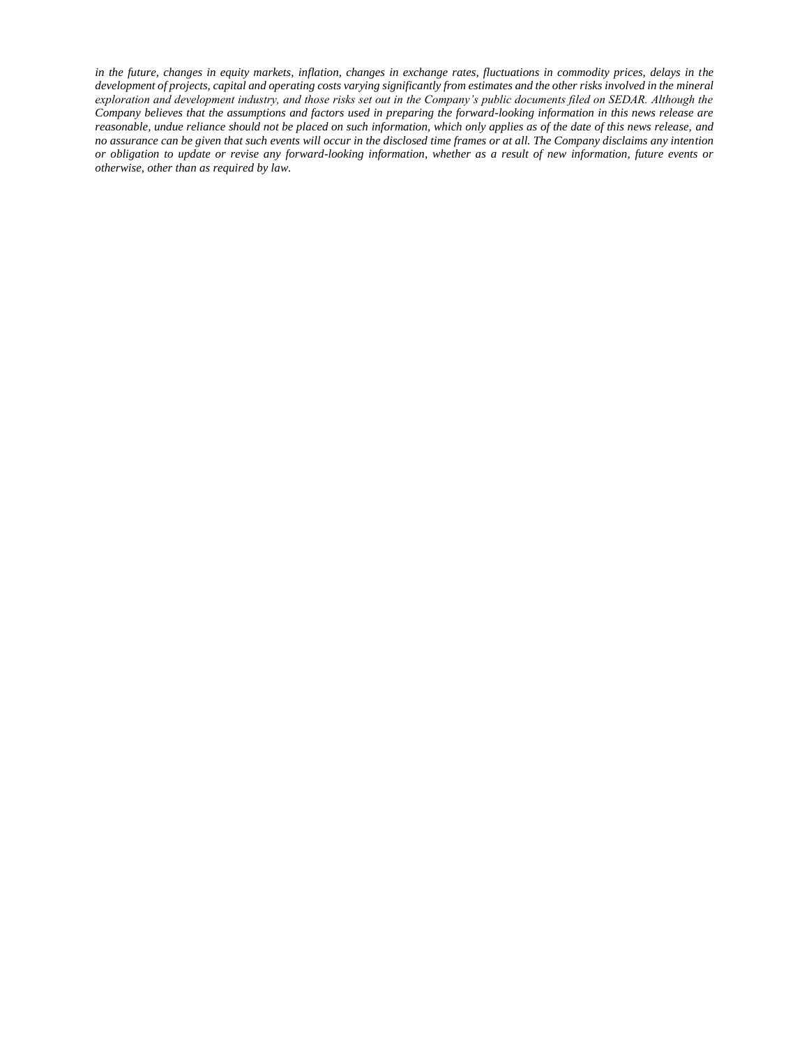*in the future, changes in equity markets, inflation, changes in exchange rates, fluctuations in commodity prices, delays in the development of projects, capital and operating costs varying significantly from estimates and the other risks involved in the mineral exploration and development industry, and those risks set out in the Company's public documents filed on SEDAR. Although the Company believes that the assumptions and factors used in preparing the forward-looking information in this news release are reasonable, undue reliance should not be placed on such information, which only applies as of the date of this news release, and no assurance can be given that such events will occur in the disclosed time frames or at all. The Company disclaims any intention or obligation to update or revise any forward-looking information, whether as a result of new information, future events or otherwise, other than as required by law.*